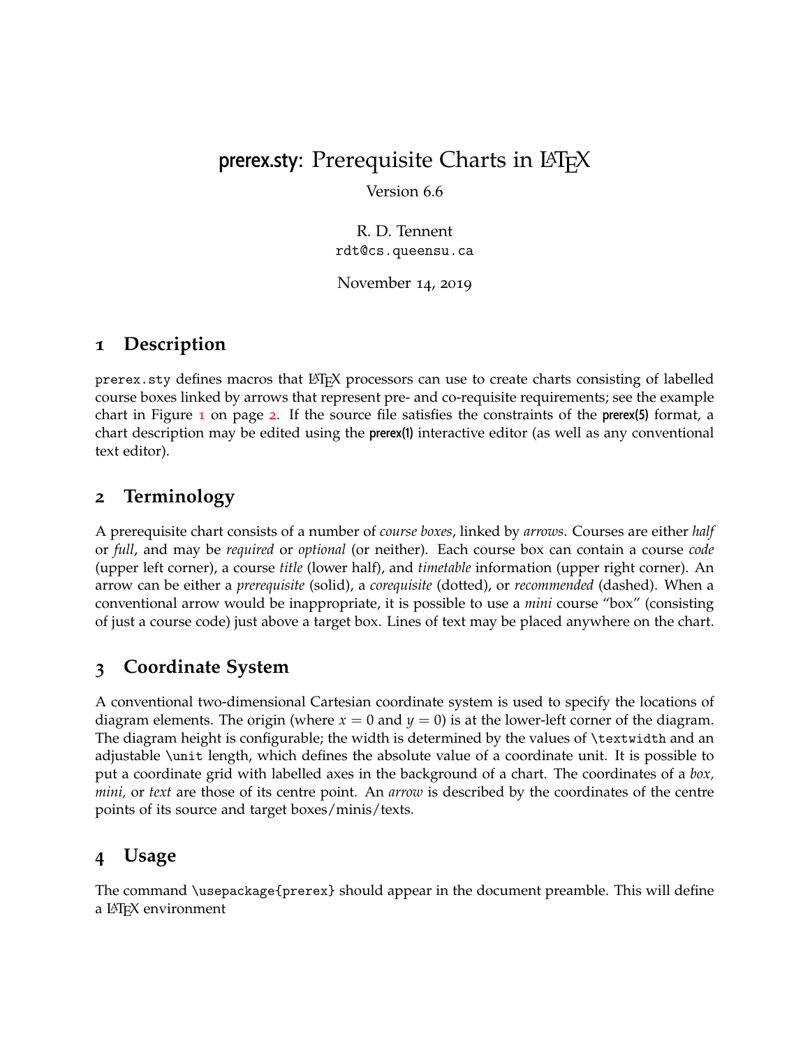# prerex.sty: Prerequisite Charts in LaTeX

Version 6.6

R. D. Tennent
`rdt@cs.queensu.ca`

November 14, 2019

## 1 Description

`prerex.sty` defines macros that LaTeX processors can use to create charts consisting of labelled course boxes linked by arrows that represent pre- and co-requisite requirements; see the example chart in Figure 1 on page 2. If the source file satisfies the constraints of the **prerex(5)** format, a chart description may be edited using the **prerex(1)** interactive editor (as well as any conventional text editor).

## 2 Terminology

A prerequisite chart consists of a number of *course boxes*, linked by *arrows*. Courses are either *half* or *full*, and may be *required* or *optional* (or neither). Each course box can contain a course *code* (upper left corner), a course *title* (lower half), and *timetable* information (upper right corner). An arrow can be either a *prerequisite* (solid), a *corequisite* (dotted), or *recommended* (dashed). When a conventional arrow would be inappropriate, it is possible to use a *mini* course "box" (consisting of just a course code) just above a target box. Lines of text may be placed anywhere on the chart.

## 3 Coordinate System

A conventional two-dimensional Cartesian coordinate system is used to specify the locations of diagram elements. The origin (where $x = 0$ and $y = 0$) is at the lower-left corner of the diagram. The diagram height is configurable; the width is determined by the values of `\textwidth` and an adjustable `\unit` length, which defines the absolute value of a coordinate unit. It is possible to put a coordinate grid with labelled axes in the background of a chart. The coordinates of a *box, mini,* or *text* are those of its centre point. An *arrow* is described by the coordinates of the centre points of its source and target boxes/minis/texts.

## 4 Usage

The command `\usepackage{prerex}` should appear in the document preamble. This will define a LaTeX environment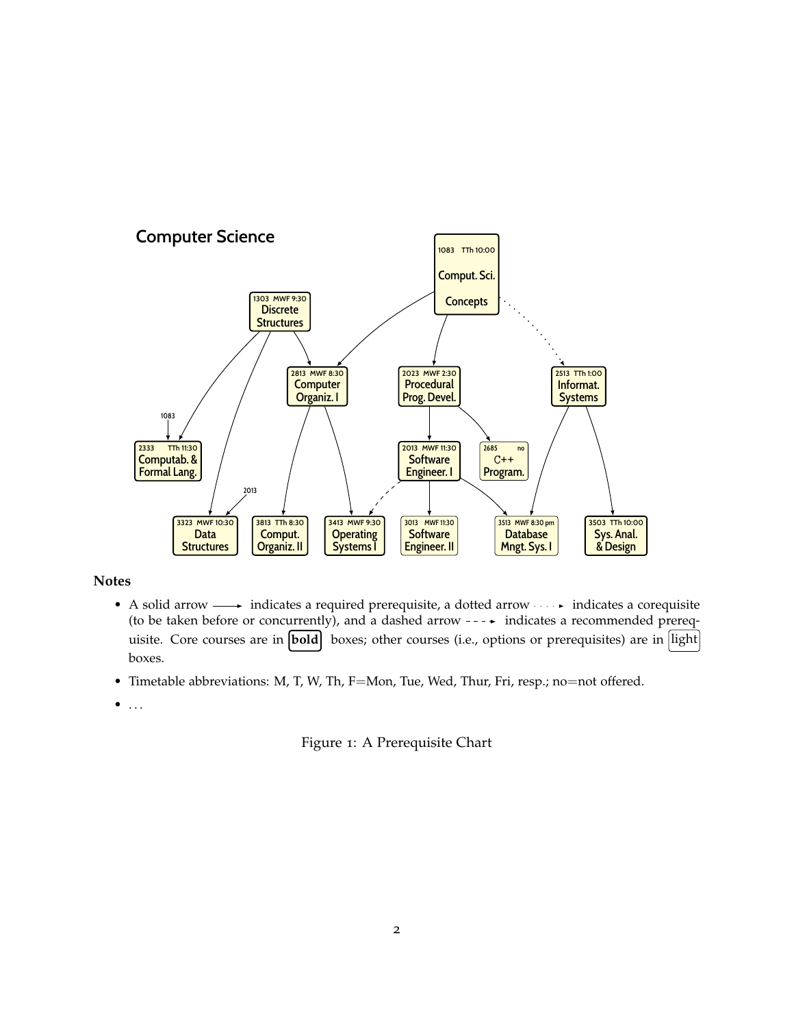## Computer Science

1083 TTh 10:00 Comput. Sci. Concepts

1303 MWF 9:30 Discrete Structures

2813 MWF 8:30 Computer Organiz. I

2023 MWF 2:30 Procedural Prog. Devel.

2513 TTh 1:00 Informat. Systems

2333 TTh 11:30 Computab. & Formal Lang.

2013 MWF 11:30 Software Engineer. I

2685 no C++ Program.

3323 MWF 10:30 Data Structures

3813 TTh 8:30 Comput. Organiz. II

3413 MWF 9:30 Operating Systems I

3013 MWF 11:30 Software Engineer. II

3513 MWF 8:30 pm Database Mngt. Sys. I

3503 TTh 10:00 Sys. Anal. & Design

**Notes**

- A solid arrow ⟶ indicates a required prerequisite, a dotted arrow ····▸ indicates a corequisite (to be taken before or concurrently), and a dashed arrow - - -▸ indicates a recommended prerequisite. Core courses are in **bold** boxes; other courses (i.e., options or prerequisites) are in light boxes.
- Timetable abbreviations: M, T, W, Th, F=Mon, Tue, Wed, Thur, Fri, resp.; no=not offered.
- ...

Figure 1: A Prerequisite Chart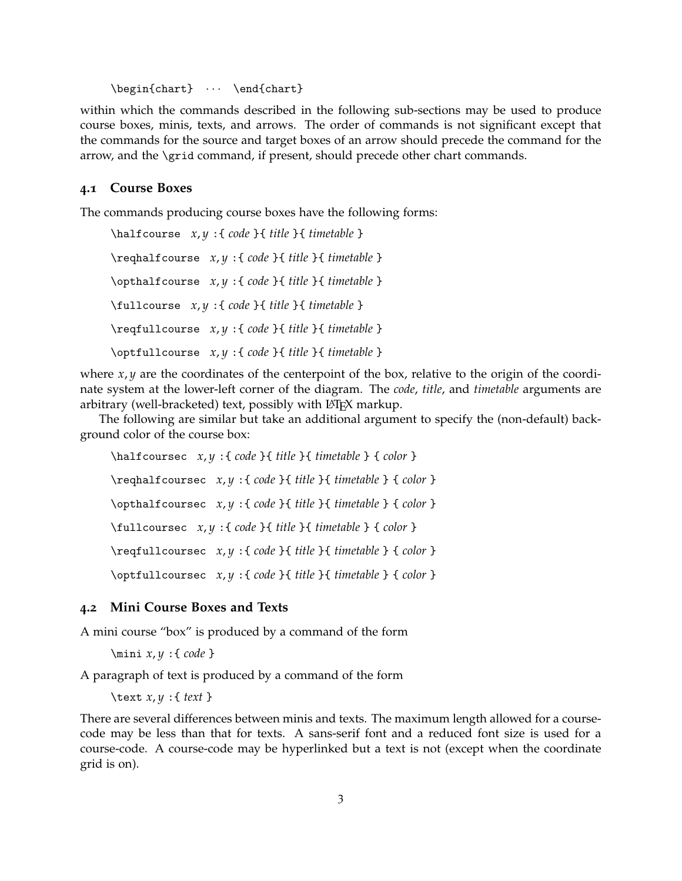```
\begin{chart}  ···  \end{chart}
```

within which the commands described in the following sub-sections may be used to produce course boxes, minis, texts, and arrows. The order of commands is not significant except that the commands for the source and target boxes of an arrow should precede the command for the arrow, and the `\grid` command, if present, should precede other chart commands.

### 4.1 Course Boxes

The commands producing course boxes have the following forms:

```
\halfcourse  x,y :{ code }{ title }{ timetable }
\reqhalfcourse  x,y :{ code }{ title }{ timetable }
\opthalfcourse  x,y :{ code }{ title }{ timetable }
\fullcourse  x,y :{ code }{ title }{ timetable }
\reqfullcourse  x,y :{ code }{ title }{ timetable }
\optfullcourse  x,y :{ code }{ title }{ timetable }
```

where $x, y$ are the coordinates of the centerpoint of the box, relative to the origin of the coordinate system at the lower-left corner of the diagram. The *code*, *title*, and *timetable* arguments are arbitrary (well-bracketed) text, possibly with LaTeX markup.

The following are similar but take an additional argument to specify the (non-default) background color of the course box:

```
\halfcoursec  x,y :{ code }{ title }{ timetable } { color }
\reqhalfcoursec  x,y :{ code }{ title }{ timetable } { color }
\opthalfcoursec  x,y :{ code }{ title }{ timetable } { color }
\fullcoursec  x,y :{ code }{ title }{ timetable } { color }
\reqfullcoursec  x,y :{ code }{ title }{ timetable } { color }
\optfullcoursec  x,y :{ code }{ title }{ timetable } { color }
```

### 4.2 Mini Course Boxes and Texts

A mini course "box" is produced by a command of the form

```
\mini x,y :{ code }
```

A paragraph of text is produced by a command of the form

```
\text x,y :{ text }
```

There are several differences between minis and texts. The maximum length allowed for a course-code may be less than that for texts. A sans-serif font and a reduced font size is used for a course-code. A course-code may be hyperlinked but a text is not (except when the coordinate grid is on).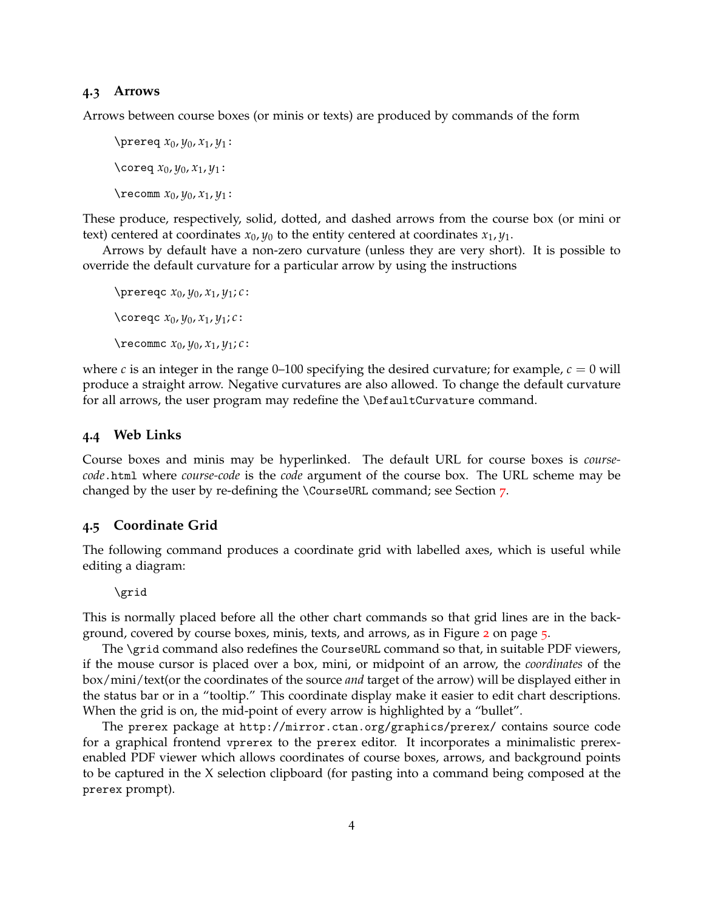### 4.3 Arrows

Arrows between course boxes (or minis or texts) are produced by commands of the form

`\prereq` $x_0, y_0, x_1, y_1$`:`

`\coreq` $x_0, y_0, x_1, y_1$`:`

`\recomm` $x_0, y_0, x_1, y_1$`:`

These produce, respectively, solid, dotted, and dashed arrows from the course box (or mini or text) centered at coordinates $x_0, y_0$ to the entity centered at coordinates $x_1, y_1$.

Arrows by default have a non-zero curvature (unless they are very short). It is possible to override the default curvature for a particular arrow by using the instructions

`\prereqc` $x_0, y_0, x_1, y_1; c$`:`

`\coreqc` $x_0, y_0, x_1, y_1; c$`:`

`\recommc` $x_0, y_0, x_1, y_1; c$`:`

where $c$ is an integer in the range 0–100 specifying the desired curvature; for example, $c = 0$ will produce a straight arrow. Negative curvatures are also allowed. To change the default curvature for all arrows, the user program may redefine the `\DefaultCurvature` command.

### 4.4 Web Links

Course boxes and minis may be hyperlinked. The default URL for course boxes is *course-code*`.html` where *course-code* is the *code* argument of the course box. The URL scheme may be changed by the user by re-defining the `\CourseURL` command; see Section 7.

### 4.5 Coordinate Grid

The following command produces a coordinate grid with labelled axes, which is useful while editing a diagram:

```
\grid
```

This is normally placed before all the other chart commands so that grid lines are in the background, covered by course boxes, minis, texts, and arrows, as in Figure 2 on page 5.

The `\grid` command also redefines the `CourseURL` command so that, in suitable PDF viewers, if the mouse cursor is placed over a box, mini, or midpoint of an arrow, the *coordinates* of the box/mini/text(or the coordinates of the source *and* target of the arrow) will be displayed either in the status bar or in a "tooltip." This coordinate display make it easier to edit chart descriptions. When the grid is on, the mid-point of every arrow is highlighted by a "bullet".

The `prerex` package at `http://mirror.ctan.org/graphics/prerex/` contains source code for a graphical frontend `vprerex` to the `prerex` editor. It incorporates a minimalistic prerex-enabled PDF viewer which allows coordinates of course boxes, arrows, and background points to be captured in the X selection clipboard (for pasting into a command being composed at the `prerex` prompt).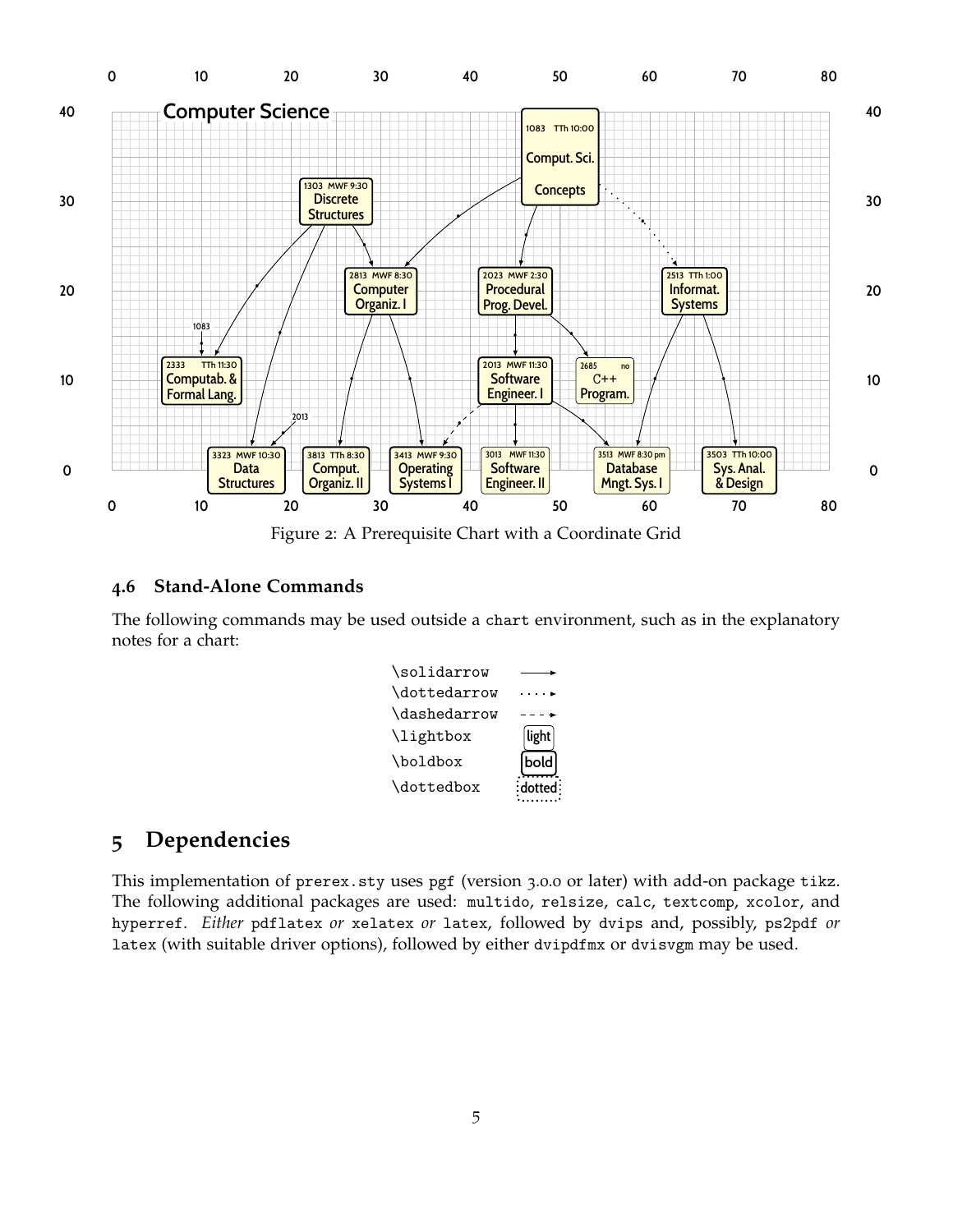Figure 2: A Prerequisite Chart with a Coordinate Grid

### 4.6 Stand-Alone Commands

The following commands may be used outside a `chart` environment, such as in the explanatory notes for a chart:

| | |
|---|---|
| `\solidarrow` | ———▸ |
| `\dottedarrow` | ·····▸ |
| `\dashedarrow` | - - -▸ |
| `\lightbox` | light |
| `\boldbox` | **bold** |
| `\dottedbox` | dotted |

## 5 Dependencies

This implementation of `prerex.sty` uses `pgf` (version 3.0.0 or later) with add-on package `tikz`. The following additional packages are used: `multido`, `relsize`, `calc`, `textcomp`, `xcolor`, and `hyperref`. *Either* `pdflatex` *or* `xelatex` *or* `latex`, followed by `dvips` and, possibly, `ps2pdf` *or* `latex` (with suitable driver options), followed by either `dvipdfmx` or `dvisvgm` may be used.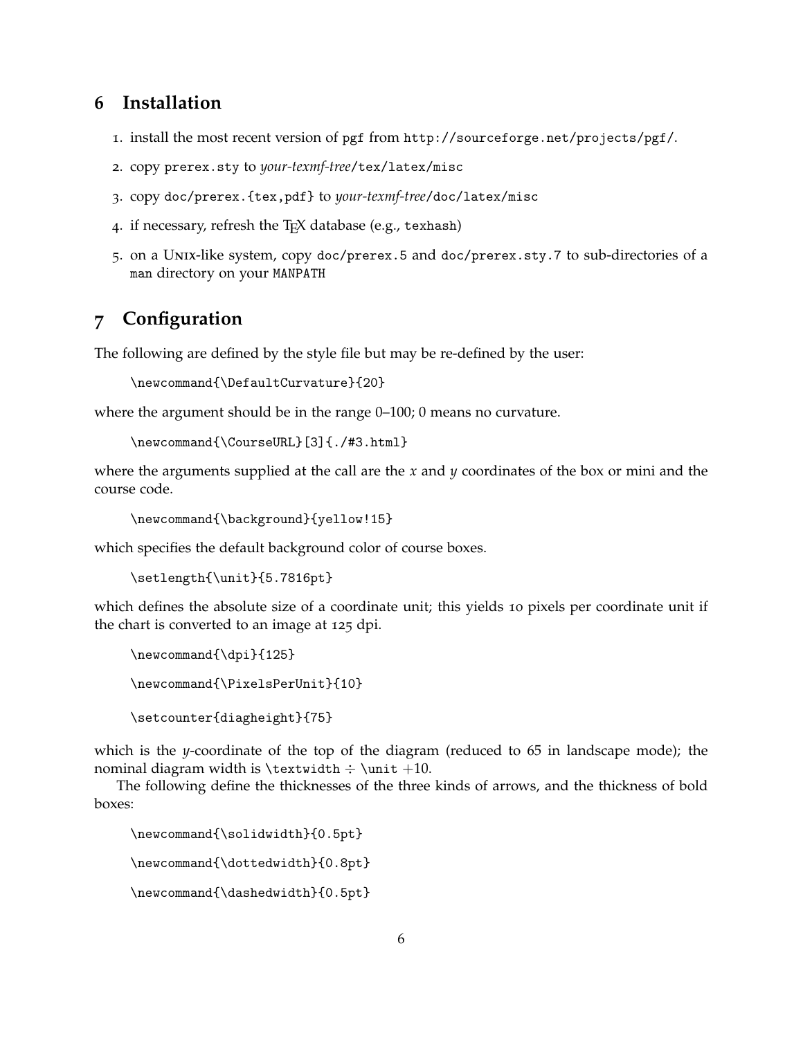## 6 Installation

1. install the most recent version of pgf from `http://sourceforge.net/projects/pgf/`.
2. copy `prerex.sty` to *your-texmf-tree*`/tex/latex/misc`
3. copy `doc/prerex.{tex,pdf}` to *your-texmf-tree*`/doc/latex/misc`
4. if necessary, refresh the TeX database (e.g., `texhash`)
5. on a Unix-like system, copy `doc/prerex.5` and `doc/prerex.sty.7` to sub-directories of a `man` directory on your `MANPATH`

## 7 Configuration

The following are defined by the style file but may be re-defined by the user:

```
\newcommand{\DefaultCurvature}{20}
```

where the argument should be in the range 0–100; 0 means no curvature.

```
\newcommand{\CourseURL}[3]{./#3.html}
```

where the arguments supplied at the call are the $x$ and $y$ coordinates of the box or mini and the course code.

```
\newcommand{\background}{yellow!15}
```

which specifies the default background color of course boxes.

```
\setlength{\unit}{5.7816pt}
```

which defines the absolute size of a coordinate unit; this yields 10 pixels per coordinate unit if the chart is converted to an image at 125 dpi.

```
\newcommand{\dpi}{125}
```

```
\newcommand{\PixelsPerUnit}{10}
```

```
\setcounter{diagheight}{75}
```

which is the $y$-coordinate of the top of the diagram (reduced to 65 in landscape mode); the nominal diagram width is `\textwidth` $\div$ `\unit` $+10$.

The following define the thicknesses of the three kinds of arrows, and the thickness of bold boxes:

```
\newcommand{\solidwidth}{0.5pt}
```

```
\newcommand{\dottedwidth}{0.8pt}
```

```
\newcommand{\dashedwidth}{0.5pt}
```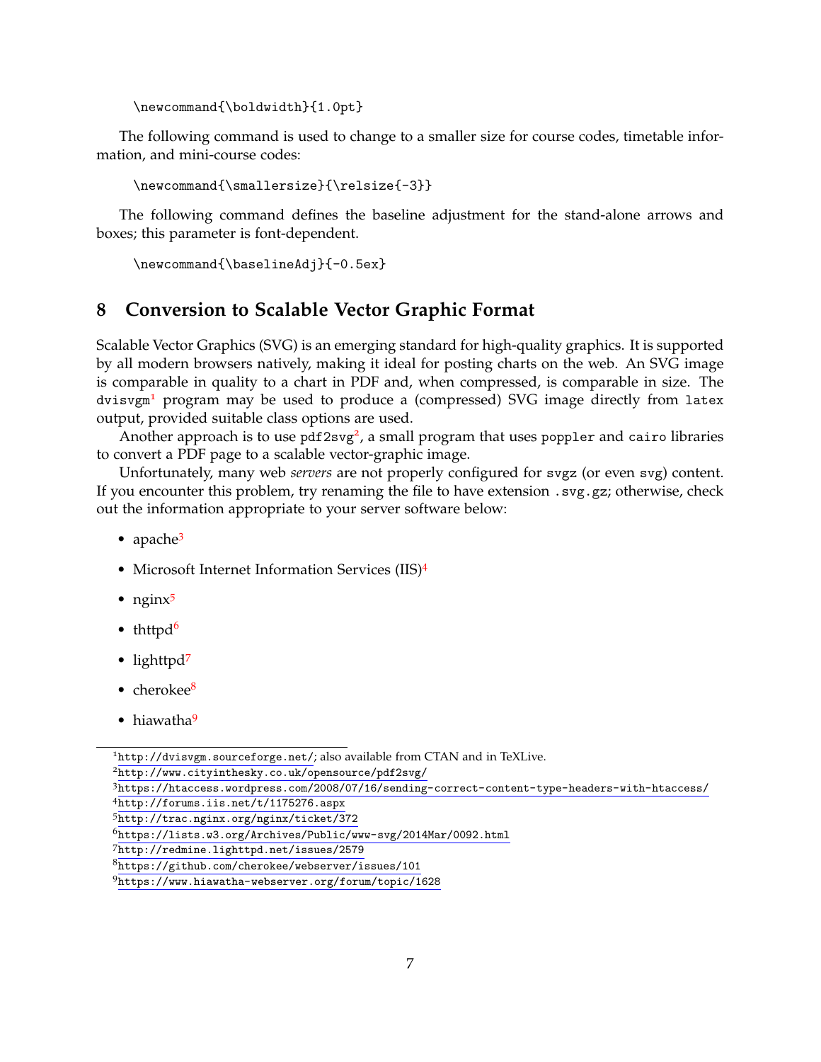```
\newcommand{\boldwidth}{1.0pt}
```

The following command is used to change to a smaller size for course codes, timetable information, and mini-course codes:

```
\newcommand{\smallersize}{\relsize{-3}}
```

The following command defines the baseline adjustment for the stand-alone arrows and boxes; this parameter is font-dependent.

```
\newcommand{\baselineAdj}{-0.5ex}
```

## 8 Conversion to Scalable Vector Graphic Format

Scalable Vector Graphics (SVG) is an emerging standard for high-quality graphics. It is supported by all modern browsers natively, making it ideal for posting charts on the web. An SVG image is comparable in quality to a chart in PDF and, when compressed, is comparable in size. The `dvisvgm`[1] program may be used to produce a (compressed) SVG image directly from `latex` output, provided suitable class options are used.

Another approach is to use `pdf2svg`[2], a small program that uses `poppler` and `cairo` libraries to convert a PDF page to a scalable vector-graphic image.

Unfortunately, many web *servers* are not properly configured for `svgz` (or even `svg`) content. If you encounter this problem, try renaming the file to have extension `.svg.gz`; otherwise, check out the information appropriate to your server software below:

- apache[3]
- Microsoft Internet Information Services (IIS)[4]
- nginx[5]
- thttpd[6]
- lighttpd[7]
- cherokee[8]
- hiawatha[9]

---

[1] `http://dvisvgm.sourceforge.net/`; also available from CTAN and in TeXLive.

[2] `http://www.cityinthesky.co.uk/opensource/pdf2svg/`

[3] `https://htaccess.wordpress.com/2008/07/16/sending-correct-content-type-headers-with-htaccess/`

[4] `http://forums.iis.net/t/1175276.aspx`

[5] `http://trac.nginx.org/nginx/ticket/372`

[6] `https://lists.w3.org/Archives/Public/www-svg/2014Mar/0092.html`

[7] `http://redmine.lighttpd.net/issues/2579`

[8] `https://github.com/cherokee/webserver/issues/101`

[9] `https://www.hiawatha-webserver.org/forum/topic/1628`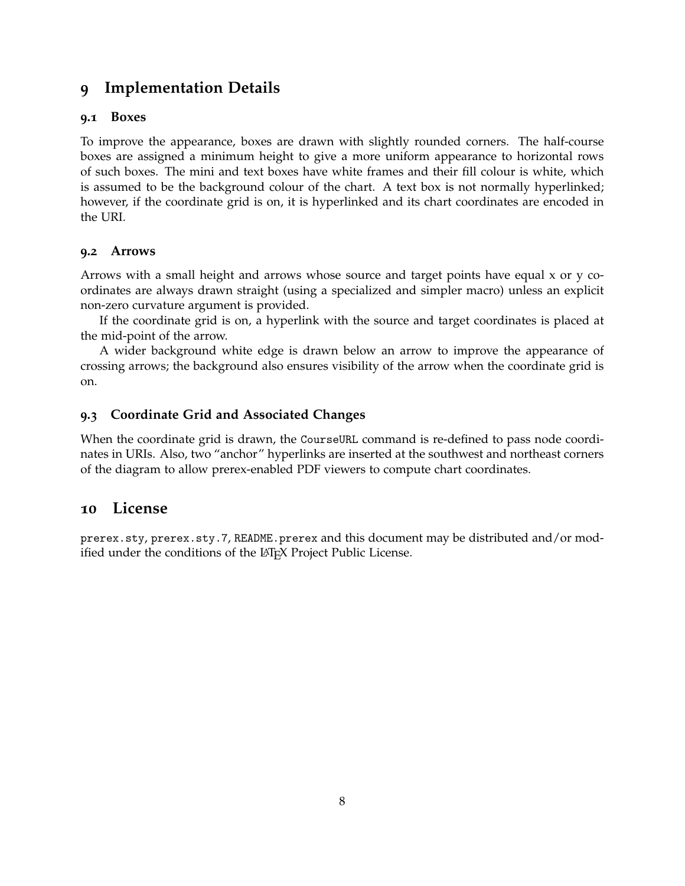# 9 Implementation Details

## 9.1 Boxes

To improve the appearance, boxes are drawn with slightly rounded corners. The half-course boxes are assigned a minimum height to give a more uniform appearance to horizontal rows of such boxes. The mini and text boxes have white frames and their fill colour is white, which is assumed to be the background colour of the chart. A text box is not normally hyperlinked; however, if the coordinate grid is on, it is hyperlinked and its chart coordinates are encoded in the URI.

## 9.2 Arrows

Arrows with a small height and arrows whose source and target points have equal x or y coordinates are always drawn straight (using a specialized and simpler macro) unless an explicit non-zero curvature argument is provided.

If the coordinate grid is on, a hyperlink with the source and target coordinates is placed at the mid-point of the arrow.

A wider background white edge is drawn below an arrow to improve the appearance of crossing arrows; the background also ensures visibility of the arrow when the coordinate grid is on.

## 9.3 Coordinate Grid and Associated Changes

When the coordinate grid is drawn, the `CourseURL` command is re-defined to pass node coordinates in URIs. Also, two "anchor" hyperlinks are inserted at the southwest and northeast corners of the diagram to allow prerex-enabled PDF viewers to compute chart coordinates.

# 10 License

`prerex.sty`, `prerex.sty.7`, `README.prerex` and this document may be distributed and/or modified under the conditions of the LaTeX Project Public License.